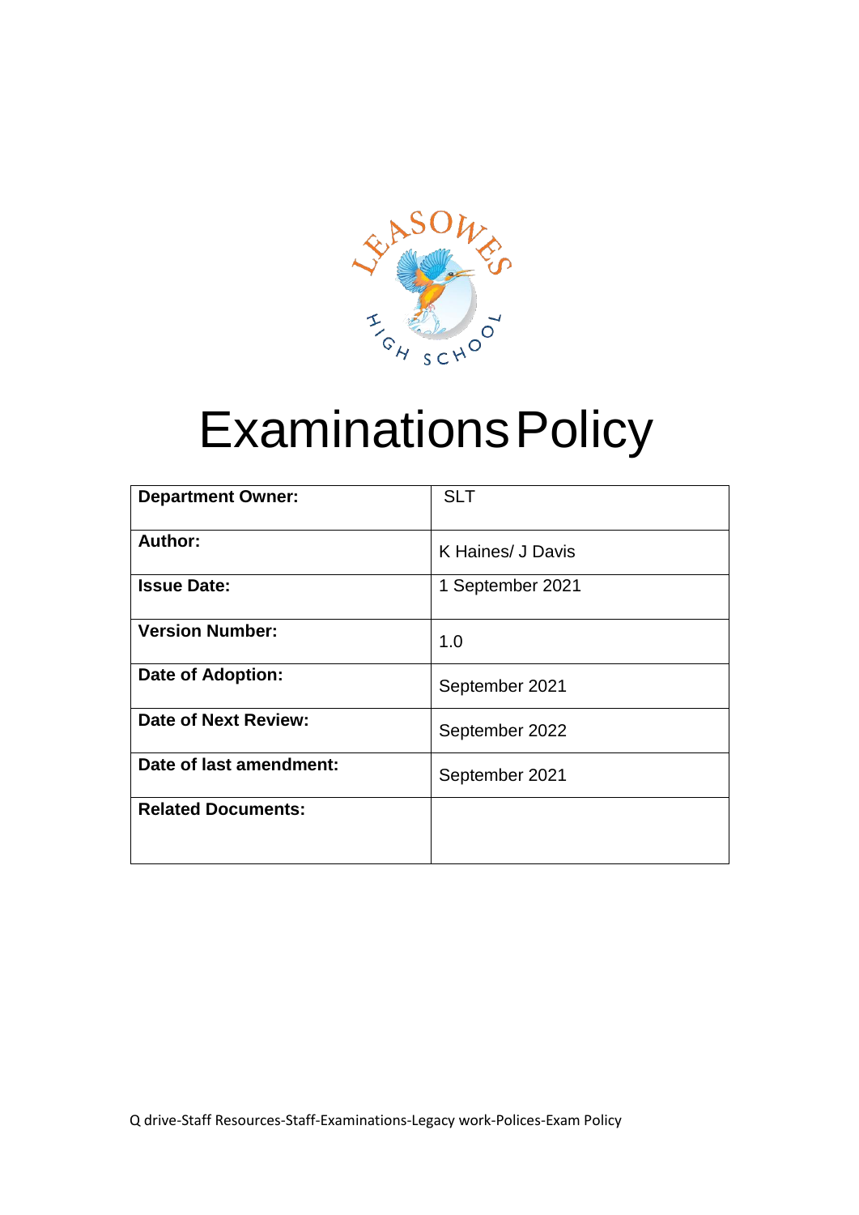# Examinations Policy

| Department Owner: | SLT |
|---|---|
| Author: | K Haines/ J Davis |
| Issue Date: | 1 September 2021 |
| Version Number: | 1.0 |
| Date of Adoption: | September 2021 |
| Date of Next Review: | September 2022 |
| Date of last amendment: | September 2021 |
| Related Documents: | |

Q drive-Staff Resources-Staff-Examinations-Legacy work-Polices-Exam Policy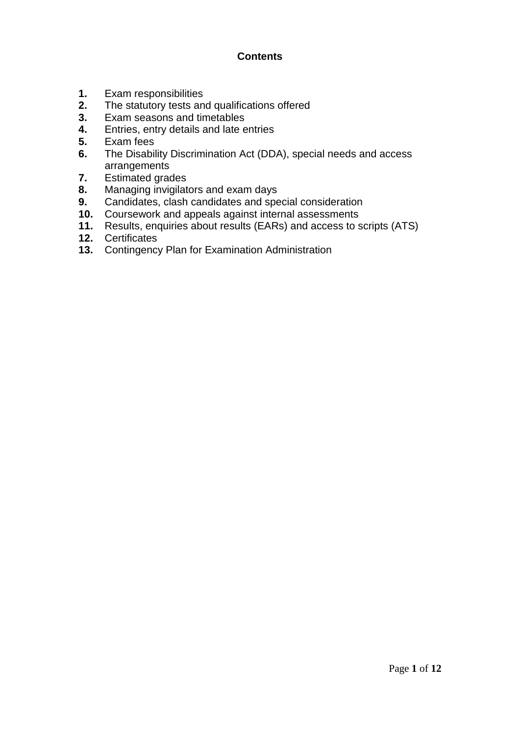# Contents

1. Exam responsibilities
2. The statutory tests and qualifications offered
3. Exam seasons and timetables
4. Entries, entry details and late entries
5. Exam fees
6. The Disability Discrimination Act (DDA), special needs and access arrangements
7. Estimated grades
8. Managing invigilators and exam days
9. Candidates, clash candidates and special consideration
10. Coursework and appeals against internal assessments
11. Results, enquiries about results (EARs) and access to scripts (ATS)
12. Certificates
13. Contingency Plan for Examination Administration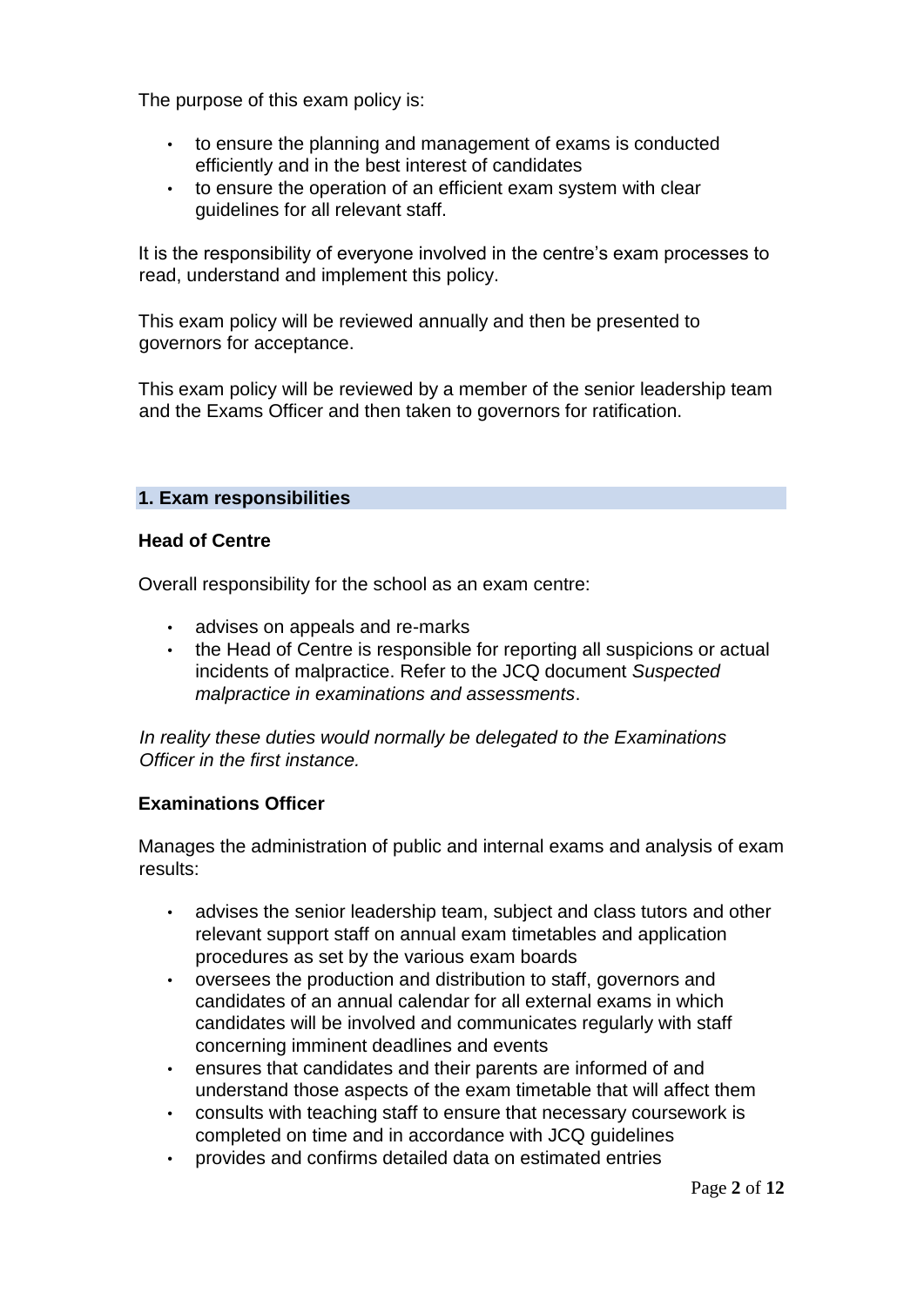The purpose of this exam policy is:

- to ensure the planning and management of exams is conducted efficiently and in the best interest of candidates
- to ensure the operation of an efficient exam system with clear guidelines for all relevant staff.

It is the responsibility of everyone involved in the centre's exam processes to read, understand and implement this policy.

This exam policy will be reviewed annually and then be presented to governors for acceptance.

This exam policy will be reviewed by a member of the senior leadership team and the Exams Officer and then taken to governors for ratification.

## 1. Exam responsibilities

### Head of Centre

Overall responsibility for the school as an exam centre:

- advises on appeals and re-marks
- the Head of Centre is responsible for reporting all suspicions or actual incidents of malpractice. Refer to the JCQ document *Suspected malpractice in examinations and assessments*.

*In reality these duties would normally be delegated to the Examinations Officer in the first instance.*

### Examinations Officer

Manages the administration of public and internal exams and analysis of exam results:

- advises the senior leadership team, subject and class tutors and other relevant support staff on annual exam timetables and application procedures as set by the various exam boards
- oversees the production and distribution to staff, governors and candidates of an annual calendar for all external exams in which candidates will be involved and communicates regularly with staff concerning imminent deadlines and events
- ensures that candidates and their parents are informed of and understand those aspects of the exam timetable that will affect them
- consults with teaching staff to ensure that necessary coursework is completed on time and in accordance with JCQ guidelines
- provides and confirms detailed data on estimated entries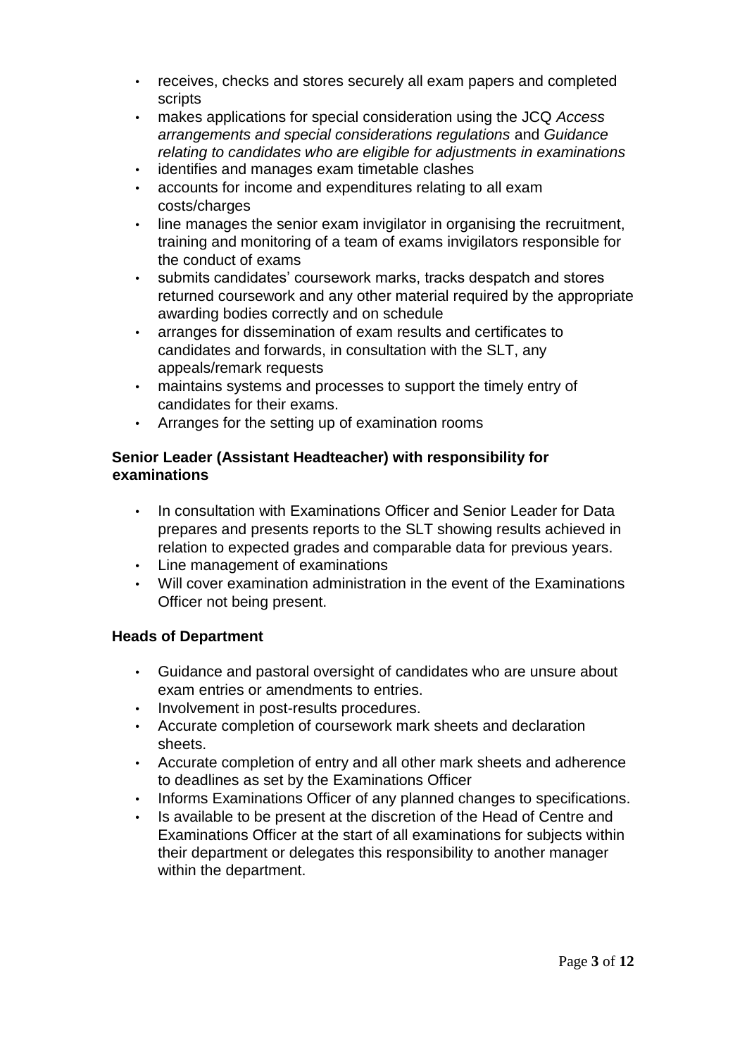- receives, checks and stores securely all exam papers and completed scripts
- makes applications for special consideration using the JCQ *Access arrangements and special considerations regulations* and *Guidance relating to candidates who are eligible for adjustments in examinations*
- identifies and manages exam timetable clashes
- accounts for income and expenditures relating to all exam costs/charges
- line manages the senior exam invigilator in organising the recruitment, training and monitoring of a team of exams invigilators responsible for the conduct of exams
- submits candidates' coursework marks, tracks despatch and stores returned coursework and any other material required by the appropriate awarding bodies correctly and on schedule
- arranges for dissemination of exam results and certificates to candidates and forwards, in consultation with the SLT, any appeals/remark requests
- maintains systems and processes to support the timely entry of candidates for their exams.
- Arranges for the setting up of examination rooms

**Senior Leader (Assistant Headteacher) with responsibility for examinations**

- In consultation with Examinations Officer and Senior Leader for Data prepares and presents reports to the SLT showing results achieved in relation to expected grades and comparable data for previous years.
- Line management of examinations
- Will cover examination administration in the event of the Examinations Officer not being present.

**Heads of Department**

- Guidance and pastoral oversight of candidates who are unsure about exam entries or amendments to entries.
- Involvement in post-results procedures.
- Accurate completion of coursework mark sheets and declaration sheets.
- Accurate completion of entry and all other mark sheets and adherence to deadlines as set by the Examinations Officer
- Informs Examinations Officer of any planned changes to specifications.
- Is available to be present at the discretion of the Head of Centre and Examinations Officer at the start of all examinations for subjects within their department or delegates this responsibility to another manager within the department.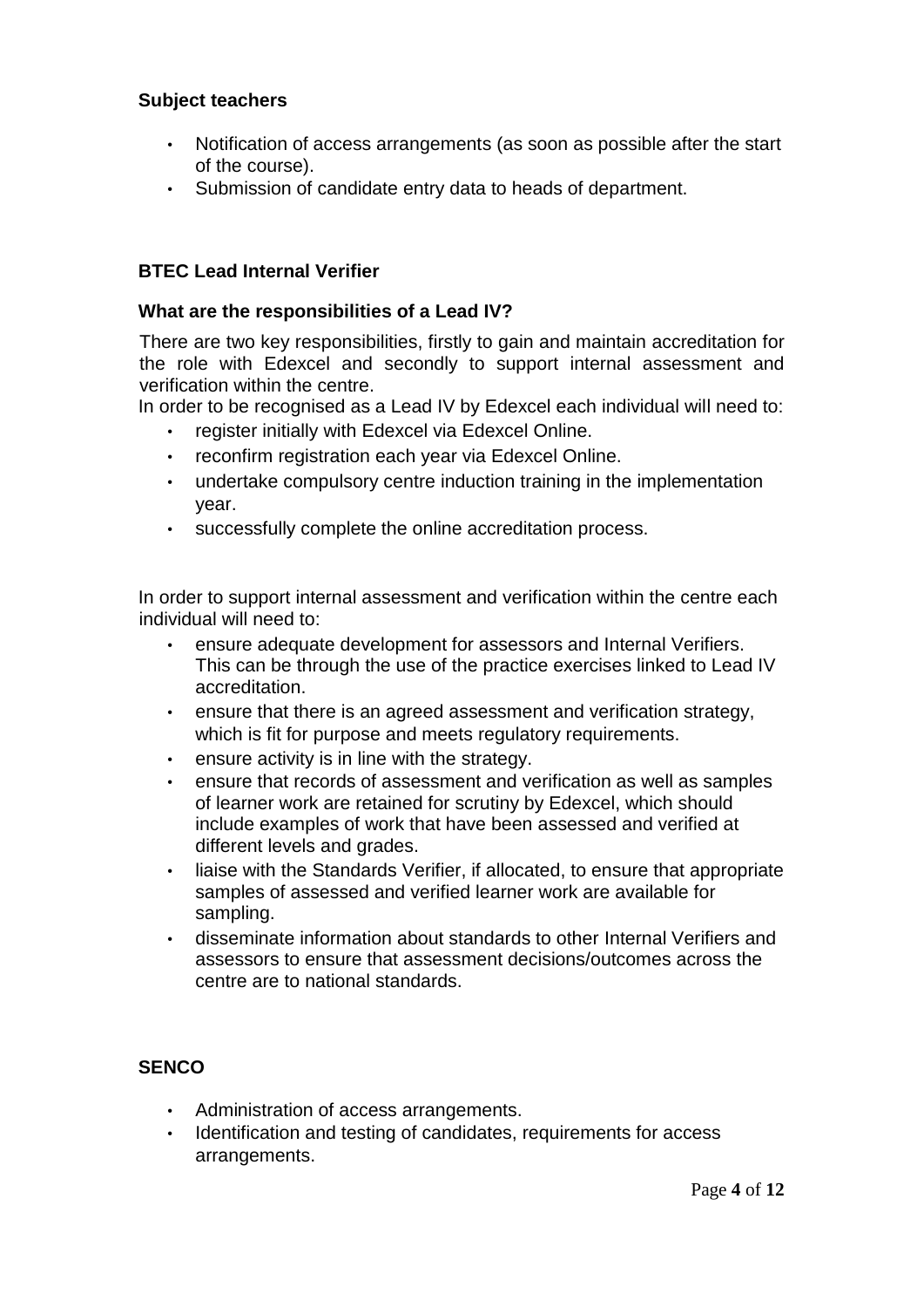### Subject teachers

- Notification of access arrangements (as soon as possible after the start of the course).
- Submission of candidate entry data to heads of department.

### BTEC Lead Internal Verifier

**What are the responsibilities of a Lead IV?**

There are two key responsibilities, firstly to gain and maintain accreditation for the role with Edexcel and secondly to support internal assessment and verification within the centre.

In order to be recognised as a Lead IV by Edexcel each individual will need to:

- register initially with Edexcel via Edexcel Online.
- reconfirm registration each year via Edexcel Online.
- undertake compulsory centre induction training in the implementation year.
- successfully complete the online accreditation process.

In order to support internal assessment and verification within the centre each individual will need to:

- ensure adequate development for assessors and Internal Verifiers. This can be through the use of the practice exercises linked to Lead IV accreditation.
- ensure that there is an agreed assessment and verification strategy, which is fit for purpose and meets regulatory requirements.
- ensure activity is in line with the strategy.
- ensure that records of assessment and verification as well as samples of learner work are retained for scrutiny by Edexcel, which should include examples of work that have been assessed and verified at different levels and grades.
- liaise with the Standards Verifier, if allocated, to ensure that appropriate samples of assessed and verified learner work are available for sampling.
- disseminate information about standards to other Internal Verifiers and assessors to ensure that assessment decisions/outcomes across the centre are to national standards.

### SENCO

- Administration of access arrangements.
- Identification and testing of candidates, requirements for access arrangements.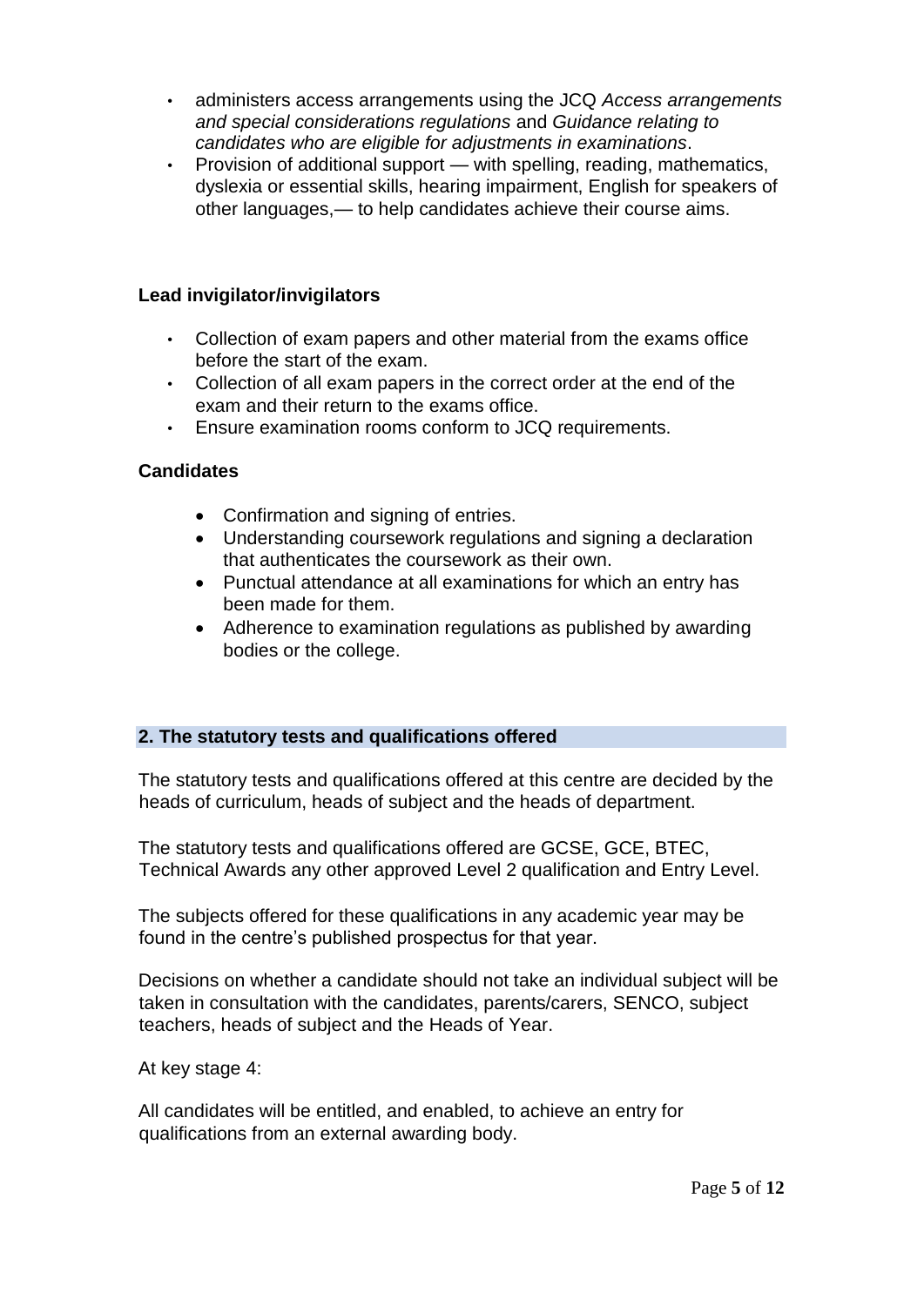- administers access arrangements using the JCQ *Access arrangements and special considerations regulations* and *Guidance relating to candidates who are eligible for adjustments in examinations*.
- Provision of additional support — with spelling, reading, mathematics, dyslexia or essential skills, hearing impairment, English for speakers of other languages,— to help candidates achieve their course aims.

**Lead invigilator/invigilators**

- Collection of exam papers and other material from the exams office before the start of the exam.
- Collection of all exam papers in the correct order at the end of the exam and their return to the exams office.
- Ensure examination rooms conform to JCQ requirements.

**Candidates**

- Confirmation and signing of entries.
- Understanding coursework regulations and signing a declaration that authenticates the coursework as their own.
- Punctual attendance at all examinations for which an entry has been made for them.
- Adherence to examination regulations as published by awarding bodies or the college.

## 2. The statutory tests and qualifications offered

The statutory tests and qualifications offered at this centre are decided by the heads of curriculum, heads of subject and the heads of department.

The statutory tests and qualifications offered are GCSE, GCE, BTEC, Technical Awards any other approved Level 2 qualification and Entry Level.

The subjects offered for these qualifications in any academic year may be found in the centre's published prospectus for that year.

Decisions on whether a candidate should not take an individual subject will be taken in consultation with the candidates, parents/carers, SENCO, subject teachers, heads of subject and the Heads of Year.

At key stage 4:

All candidates will be entitled, and enabled, to achieve an entry for qualifications from an external awarding body.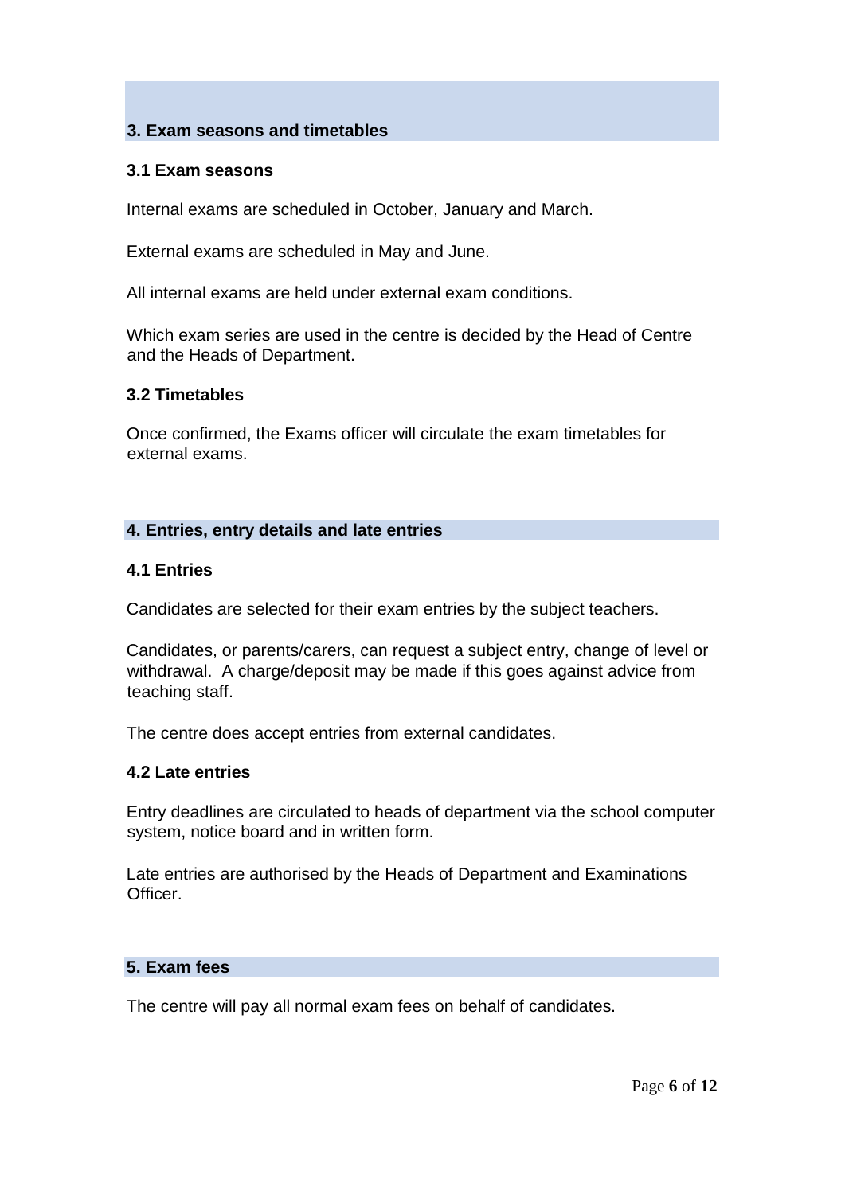## 3. Exam seasons and timetables

### 3.1 Exam seasons

Internal exams are scheduled in October, January and March.

External exams are scheduled in May and June.

All internal exams are held under external exam conditions.

Which exam series are used in the centre is decided by the Head of Centre and the Heads of Department.

### 3.2 Timetables

Once confirmed, the Exams officer will circulate the exam timetables for external exams.

## 4. Entries, entry details and late entries

### 4.1 Entries

Candidates are selected for their exam entries by the subject teachers.

Candidates, or parents/carers, can request a subject entry, change of level or withdrawal. A charge/deposit may be made if this goes against advice from teaching staff.

The centre does accept entries from external candidates.

### 4.2 Late entries

Entry deadlines are circulated to heads of department via the school computer system, notice board and in written form.

Late entries are authorised by the Heads of Department and Examinations Officer.

## 5. Exam fees

The centre will pay all normal exam fees on behalf of candidates.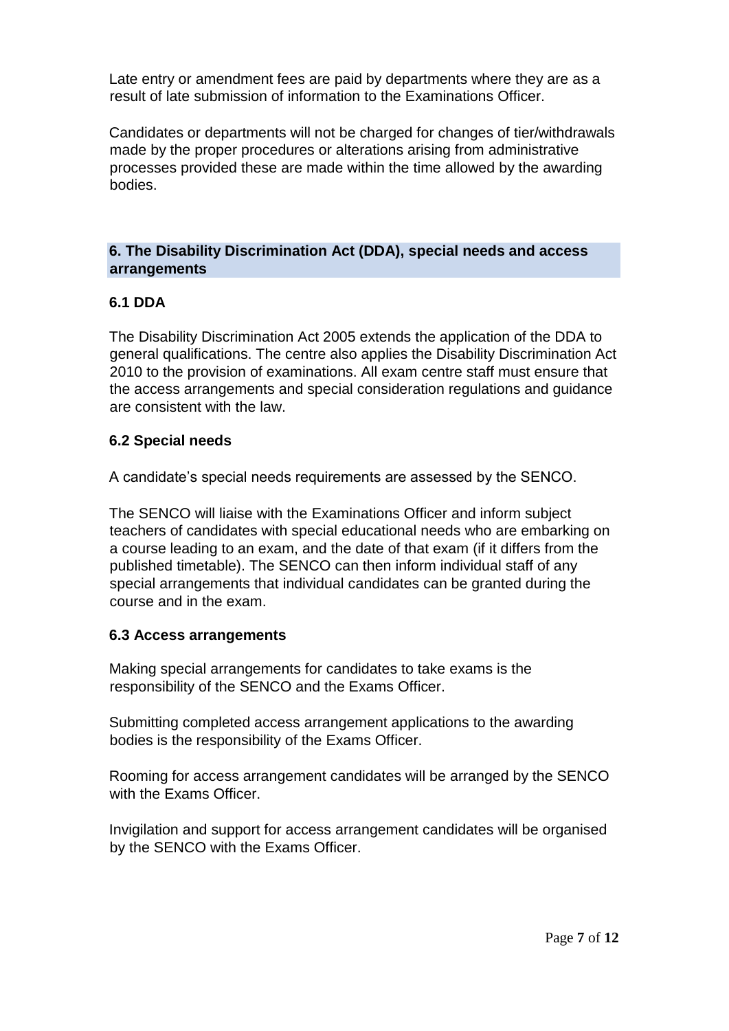Late entry or amendment fees are paid by departments where they are as a result of late submission of information to the Examinations Officer.

Candidates or departments will not be charged for changes of tier/withdrawals made by the proper procedures or alterations arising from administrative processes provided these are made within the time allowed by the awarding bodies.

## 6. The Disability Discrimination Act (DDA), special needs and access arrangements

### 6.1 DDA

The Disability Discrimination Act 2005 extends the application of the DDA to general qualifications. The centre also applies the Disability Discrimination Act 2010 to the provision of examinations. All exam centre staff must ensure that the access arrangements and special consideration regulations and guidance are consistent with the law.

### 6.2 Special needs

A candidate's special needs requirements are assessed by the SENCO.

The SENCO will liaise with the Examinations Officer and inform subject teachers of candidates with special educational needs who are embarking on a course leading to an exam, and the date of that exam (if it differs from the published timetable). The SENCO can then inform individual staff of any special arrangements that individual candidates can be granted during the course and in the exam.

### 6.3 Access arrangements

Making special arrangements for candidates to take exams is the responsibility of the SENCO and the Exams Officer.

Submitting completed access arrangement applications to the awarding bodies is the responsibility of the Exams Officer.

Rooming for access arrangement candidates will be arranged by the SENCO with the Exams Officer.

Invigilation and support for access arrangement candidates will be organised by the SENCO with the Exams Officer.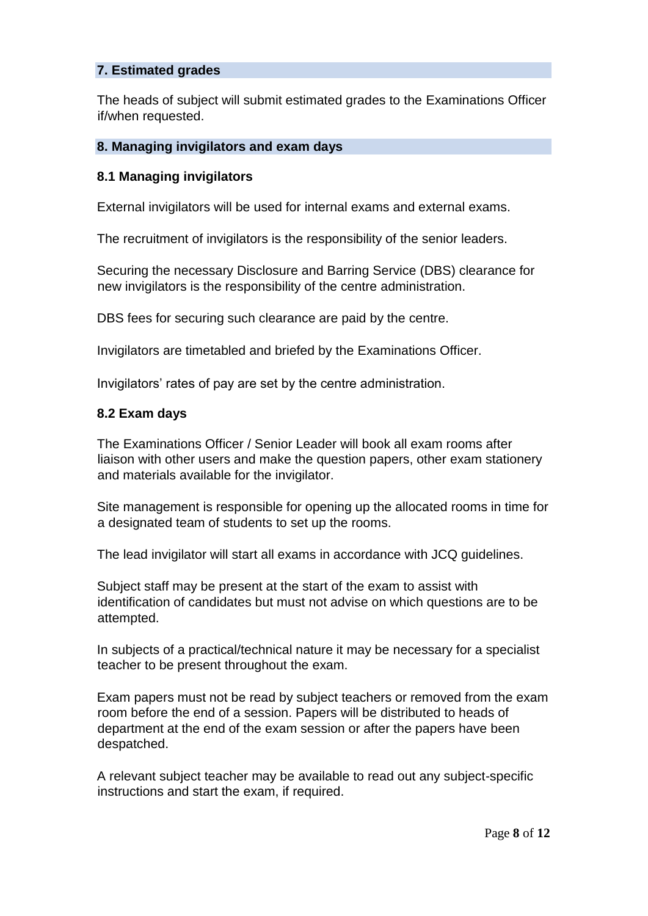## 7. Estimated grades

The heads of subject will submit estimated grades to the Examinations Officer if/when requested.

## 8. Managing invigilators and exam days

### 8.1 Managing invigilators

External invigilators will be used for internal exams and external exams.

The recruitment of invigilators is the responsibility of the senior leaders.

Securing the necessary Disclosure and Barring Service (DBS) clearance for new invigilators is the responsibility of the centre administration.

DBS fees for securing such clearance are paid by the centre.

Invigilators are timetabled and briefed by the Examinations Officer.

Invigilators' rates of pay are set by the centre administration.

### 8.2 Exam days

The Examinations Officer / Senior Leader will book all exam rooms after liaison with other users and make the question papers, other exam stationery and materials available for the invigilator.

Site management is responsible for opening up the allocated rooms in time for a designated team of students to set up the rooms.

The lead invigilator will start all exams in accordance with JCQ guidelines.

Subject staff may be present at the start of the exam to assist with identification of candidates but must not advise on which questions are to be attempted.

In subjects of a practical/technical nature it may be necessary for a specialist teacher to be present throughout the exam.

Exam papers must not be read by subject teachers or removed from the exam room before the end of a session. Papers will be distributed to heads of department at the end of the exam session or after the papers have been despatched.

A relevant subject teacher may be available to read out any subject-specific instructions and start the exam, if required.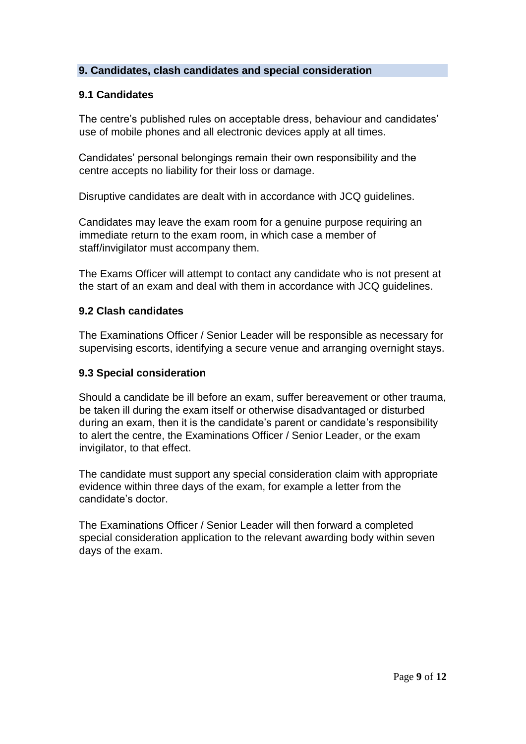## 9. Candidates, clash candidates and special consideration

### 9.1 Candidates

The centre's published rules on acceptable dress, behaviour and candidates' use of mobile phones and all electronic devices apply at all times.

Candidates' personal belongings remain their own responsibility and the centre accepts no liability for their loss or damage.

Disruptive candidates are dealt with in accordance with JCQ guidelines.

Candidates may leave the exam room for a genuine purpose requiring an immediate return to the exam room, in which case a member of staff/invigilator must accompany them.

The Exams Officer will attempt to contact any candidate who is not present at the start of an exam and deal with them in accordance with JCQ guidelines.

### 9.2 Clash candidates

The Examinations Officer / Senior Leader will be responsible as necessary for supervising escorts, identifying a secure venue and arranging overnight stays.

### 9.3 Special consideration

Should a candidate be ill before an exam, suffer bereavement or other trauma, be taken ill during the exam itself or otherwise disadvantaged or disturbed during an exam, then it is the candidate's parent or candidate's responsibility to alert the centre, the Examinations Officer / Senior Leader, or the exam invigilator, to that effect.

The candidate must support any special consideration claim with appropriate evidence within three days of the exam, for example a letter from the candidate's doctor.

The Examinations Officer / Senior Leader will then forward a completed special consideration application to the relevant awarding body within seven days of the exam.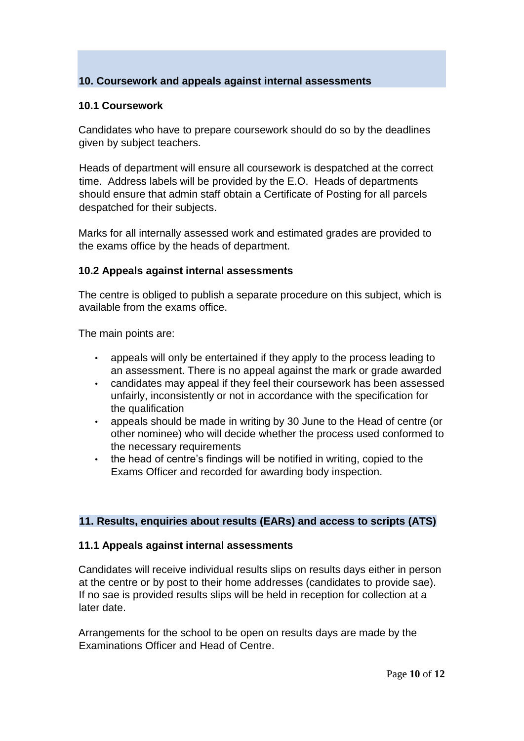## 10. Coursework and appeals against internal assessments

### 10.1 Coursework

Candidates who have to prepare coursework should do so by the deadlines given by subject teachers.

Heads of department will ensure all coursework is despatched at the correct time. Address labels will be provided by the E.O. Heads of departments should ensure that admin staff obtain a Certificate of Posting for all parcels despatched for their subjects.

Marks for all internally assessed work and estimated grades are provided to the exams office by the heads of department.

### 10.2 Appeals against internal assessments

The centre is obliged to publish a separate procedure on this subject, which is available from the exams office.

The main points are:

- appeals will only be entertained if they apply to the process leading to an assessment. There is no appeal against the mark or grade awarded
- candidates may appeal if they feel their coursework has been assessed unfairly, inconsistently or not in accordance with the specification for the qualification
- appeals should be made in writing by 30 June to the Head of centre (or other nominee) who will decide whether the process used conformed to the necessary requirements
- the head of centre's findings will be notified in writing, copied to the Exams Officer and recorded for awarding body inspection.

## 11. Results, enquiries about results (EARs) and access to scripts (ATS)

### 11.1 Appeals against internal assessments

Candidates will receive individual results slips on results days either in person at the centre or by post to their home addresses (candidates to provide sae). If no sae is provided results slips will be held in reception for collection at a later date.

Arrangements for the school to be open on results days are made by the Examinations Officer and Head of Centre.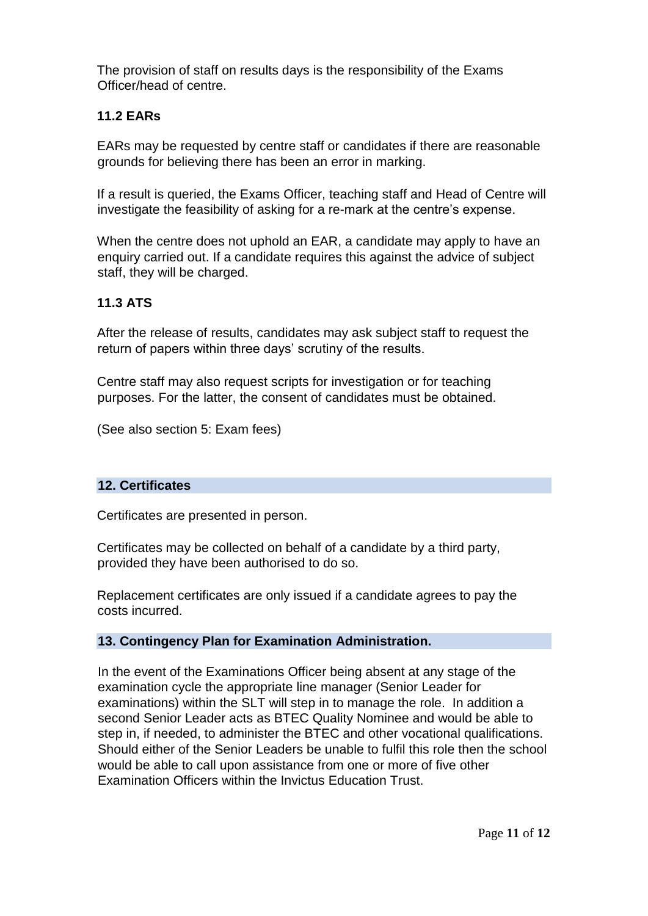The provision of staff on results days is the responsibility of the Exams Officer/head of centre.

### 11.2 EARs

EARs may be requested by centre staff or candidates if there are reasonable grounds for believing there has been an error in marking.

If a result is queried, the Exams Officer, teaching staff and Head of Centre will investigate the feasibility of asking for a re-mark at the centre's expense.

When the centre does not uphold an EAR, a candidate may apply to have an enquiry carried out. If a candidate requires this against the advice of subject staff, they will be charged.

### 11.3 ATS

After the release of results, candidates may ask subject staff to request the return of papers within three days' scrutiny of the results.

Centre staff may also request scripts for investigation or for teaching purposes. For the latter, the consent of candidates must be obtained.

(See also section 5: Exam fees)

## 12. Certificates

Certificates are presented in person.

Certificates may be collected on behalf of a candidate by a third party, provided they have been authorised to do so.

Replacement certificates are only issued if a candidate agrees to pay the costs incurred.

## 13. Contingency Plan for Examination Administration.

In the event of the Examinations Officer being absent at any stage of the examination cycle the appropriate line manager (Senior Leader for examinations) within the SLT will step in to manage the role. In addition a second Senior Leader acts as BTEC Quality Nominee and would be able to step in, if needed, to administer the BTEC and other vocational qualifications. Should either of the Senior Leaders be unable to fulfil this role then the school would be able to call upon assistance from one or more of five other Examination Officers within the Invictus Education Trust.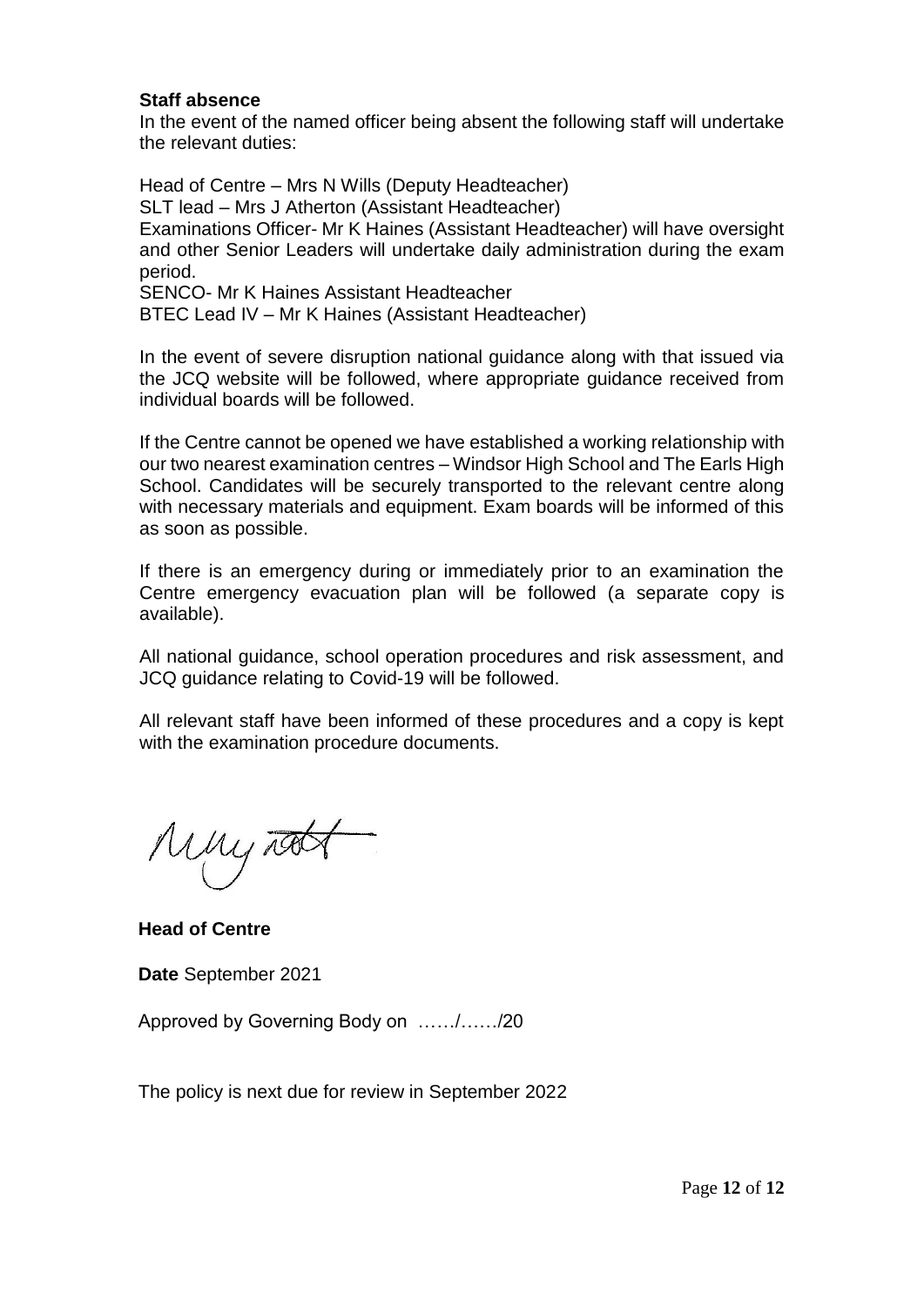**Staff absence**

In the event of the named officer being absent the following staff will undertake the relevant duties:

Head of Centre – Mrs N Wills (Deputy Headteacher)
SLT lead – Mrs J Atherton (Assistant Headteacher)
Examinations Officer- Mr K Haines (Assistant Headteacher) will have oversight and other Senior Leaders will undertake daily administration during the exam period.
SENCO- Mr K Haines Assistant Headteacher
BTEC Lead IV – Mr K Haines (Assistant Headteacher)

In the event of severe disruption national guidance along with that issued via the JCQ website will be followed, where appropriate guidance received from individual boards will be followed.

If the Centre cannot be opened we have established a working relationship with our two nearest examination centres – Windsor High School and The Earls High School. Candidates will be securely transported to the relevant centre along with necessary materials and equipment. Exam boards will be informed of this as soon as possible.

If there is an emergency during or immediately prior to an examination the Centre emergency evacuation plan will be followed (a separate copy is available).

All national guidance, school operation procedures and risk assessment, and JCQ guidance relating to Covid-19 will be followed.

All relevant staff have been informed of these procedures and a copy is kept with the examination procedure documents.

**Head of Centre**

**Date** September 2021

Approved by Governing Body on ……/……/20

The policy is next due for review in September 2022